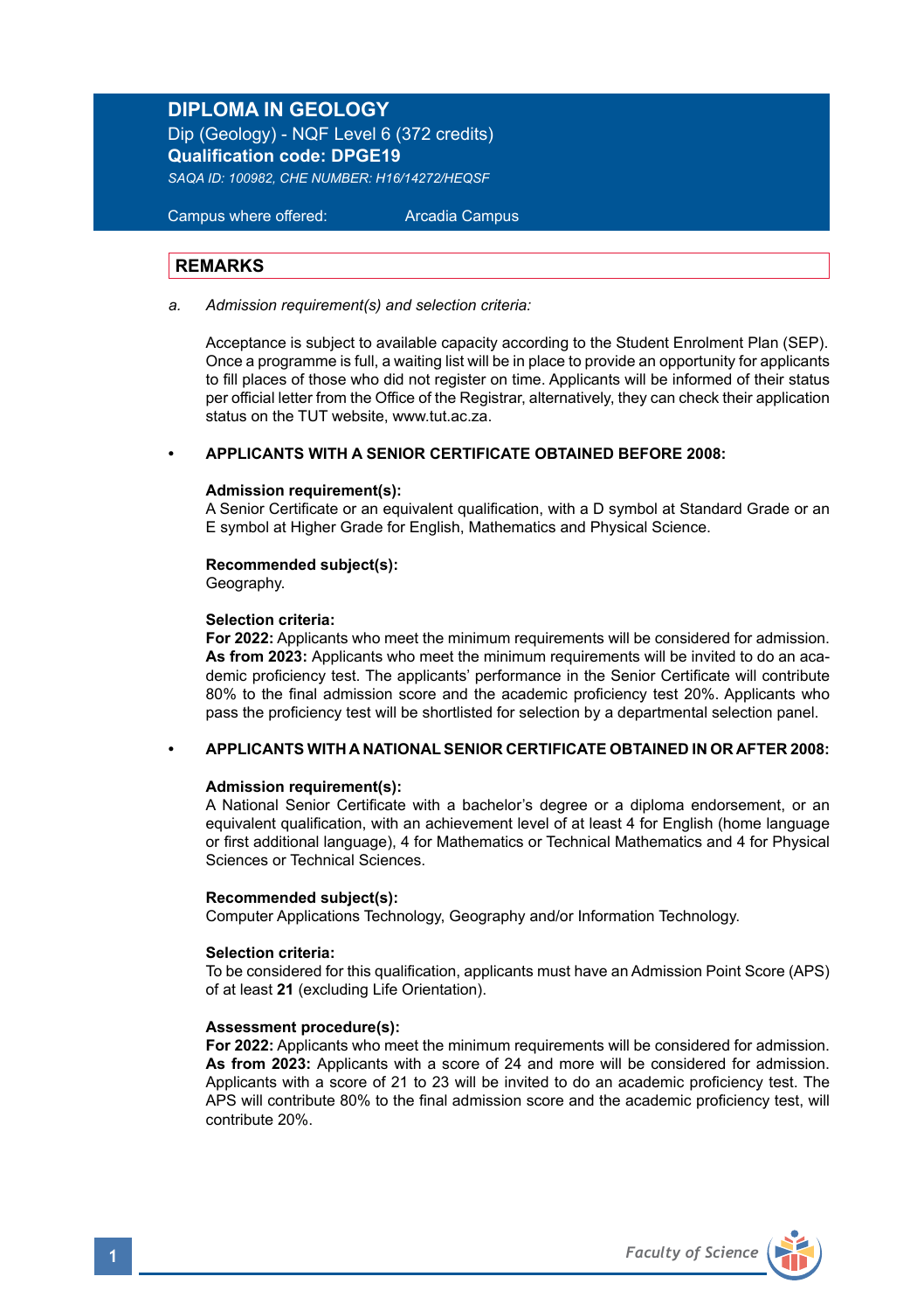# DIPLOMA IN GEOLOGY

Dip (Geology) - NQF Level 6 (372 credits)

**Qualification code: DPGE19**

*SAQA ID: 100982, CHE NUMBER: H16/14272/HEQSF*

Campus where offered: Arcadia Campus

## REMARKS

a. *Admission requirement(s) and selection criteria:*

Acceptance is subject to available capacity according to the Student Enrolment Plan (SEP). Once a programme is full, a waiting list will be in place to provide an opportunity for applicants to fill places of those who did not register on time. Applicants will be informed of their status per official letter from the Office of the Registrar, alternatively, they can check their application status on the TUT website, www.tut.ac.za.

- **APPLICANTS WITH A SENIOR CERTIFICATE OBTAINED BEFORE 2008:**

**Admission requirement(s):**
A Senior Certificate or an equivalent qualification, with a D symbol at Standard Grade or an E symbol at Higher Grade for English, Mathematics and Physical Science.

**Recommended subject(s):**
Geography.

**Selection criteria:**
**For 2022:** Applicants who meet the minimum requirements will be considered for admission.
**As from 2023:** Applicants who meet the minimum requirements will be invited to do an academic proficiency test. The applicants' performance in the Senior Certificate will contribute 80% to the final admission score and the academic proficiency test 20%. Applicants who pass the proficiency test will be shortlisted for selection by a departmental selection panel.

- **APPLICANTS WITH A NATIONAL SENIOR CERTIFICATE OBTAINED IN OR AFTER 2008:**

**Admission requirement(s):**
A National Senior Certificate with a bachelor's degree or a diploma endorsement, or an equivalent qualification, with an achievement level of at least 4 for English (home language or first additional language), 4 for Mathematics or Technical Mathematics and 4 for Physical Sciences or Technical Sciences.

**Recommended subject(s):**
Computer Applications Technology, Geography and/or Information Technology.

**Selection criteria:**
To be considered for this qualification, applicants must have an Admission Point Score (APS) of at least **21** (excluding Life Orientation).

**Assessment procedure(s):**
**For 2022:** Applicants who meet the minimum requirements will be considered for admission.
**As from 2023:** Applicants with a score of 24 and more will be considered for admission. Applicants with a score of 21 to 23 will be invited to do an academic proficiency test. The APS will contribute 80% to the final admission score and the academic proficiency test, will contribute 20%.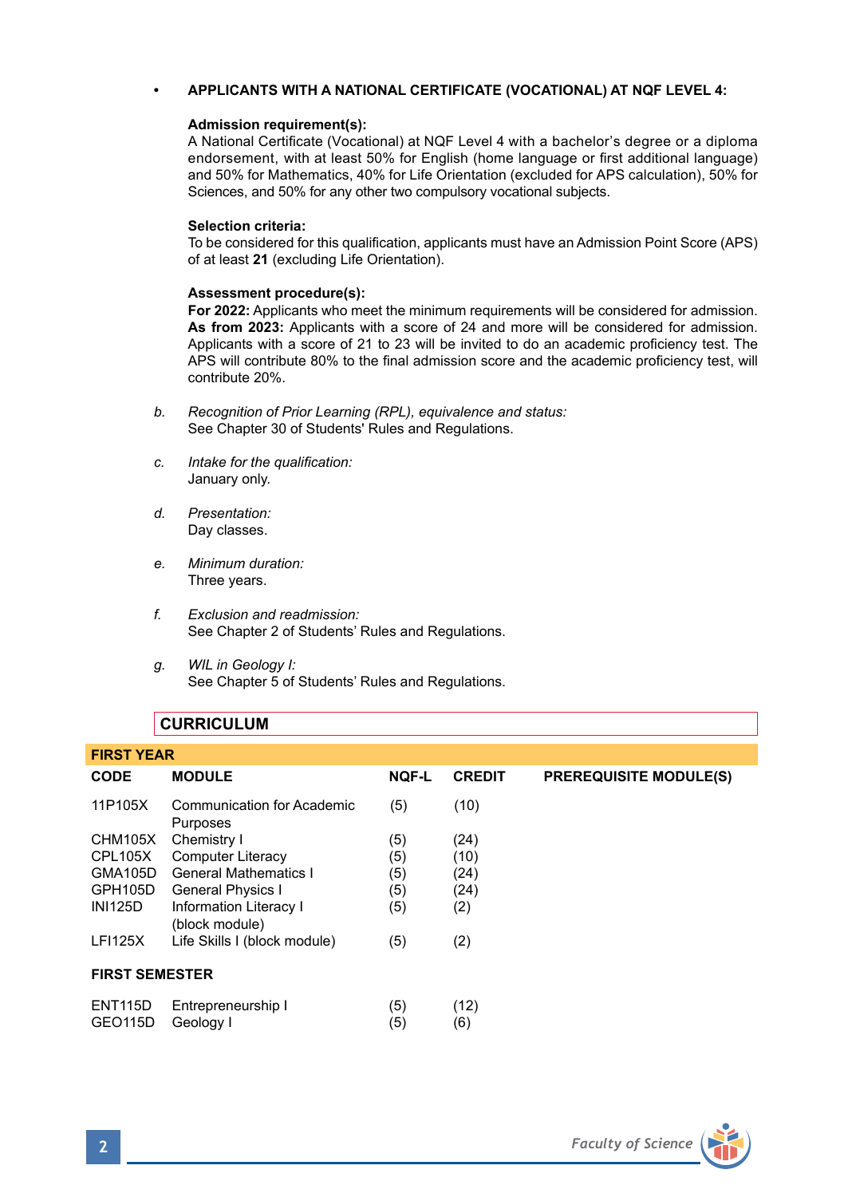- **APPLICANTS WITH A NATIONAL CERTIFICATE (VOCATIONAL) AT NQF LEVEL 4:**

  **Admission requirement(s):**
  A National Certificate (Vocational) at NQF Level 4 with a bachelor's degree or a diploma endorsement, with at least 50% for English (home language or first additional language) and 50% for Mathematics, 40% for Life Orientation (excluded for APS calculation), 50% for Sciences, and 50% for any other two compulsory vocational subjects.

  **Selection criteria:**
  To be considered for this qualification, applicants must have an Admission Point Score (APS) of at least **21** (excluding Life Orientation).

  **Assessment procedure(s):**
  **For 2022:** Applicants who meet the minimum requirements will be considered for admission. **As from 2023:** Applicants with a score of 24 and more will be considered for admission. Applicants with a score of 21 to 23 will be invited to do an academic proficiency test. The APS will contribute 80% to the final admission score and the academic proficiency test, will contribute 20%.

b. *Recognition of Prior Learning (RPL), equivalence and status:*
   See Chapter 30 of Students' Rules and Regulations.

c. *Intake for the qualification:*
   January only.

d. *Presentation:*
   Day classes.

e. *Minimum duration:*
   Three years.

f. *Exclusion and readmission:*
   See Chapter 2 of Students' Rules and Regulations.

g. *WIL in Geology I:*
   See Chapter 5 of Students' Rules and Regulations.

## CURRICULUM

### FIRST YEAR

| CODE | MODULE | NQF-L | CREDIT | PREREQUISITE MODULE(S) |
|---|---|---|---|---|
| 11P105X | Communication for Academic Purposes | (5) | (10) | |
| CHM105X | Chemistry I | (5) | (24) | |
| CPL105X | Computer Literacy | (5) | (10) | |
| GMA105D | General Mathematics I | (5) | (24) | |
| GPH105D | General Physics I | (5) | (24) | |
| INI125D | Information Literacy I (block module) | (5) | (2) | |
| LFI125X | Life Skills I (block module) | (5) | (2) | |
| **FIRST SEMESTER** | | | | |
| ENT115D | Entrepreneurship I | (5) | (12) | |
| GEO115D | Geology I | (5) | (6) | |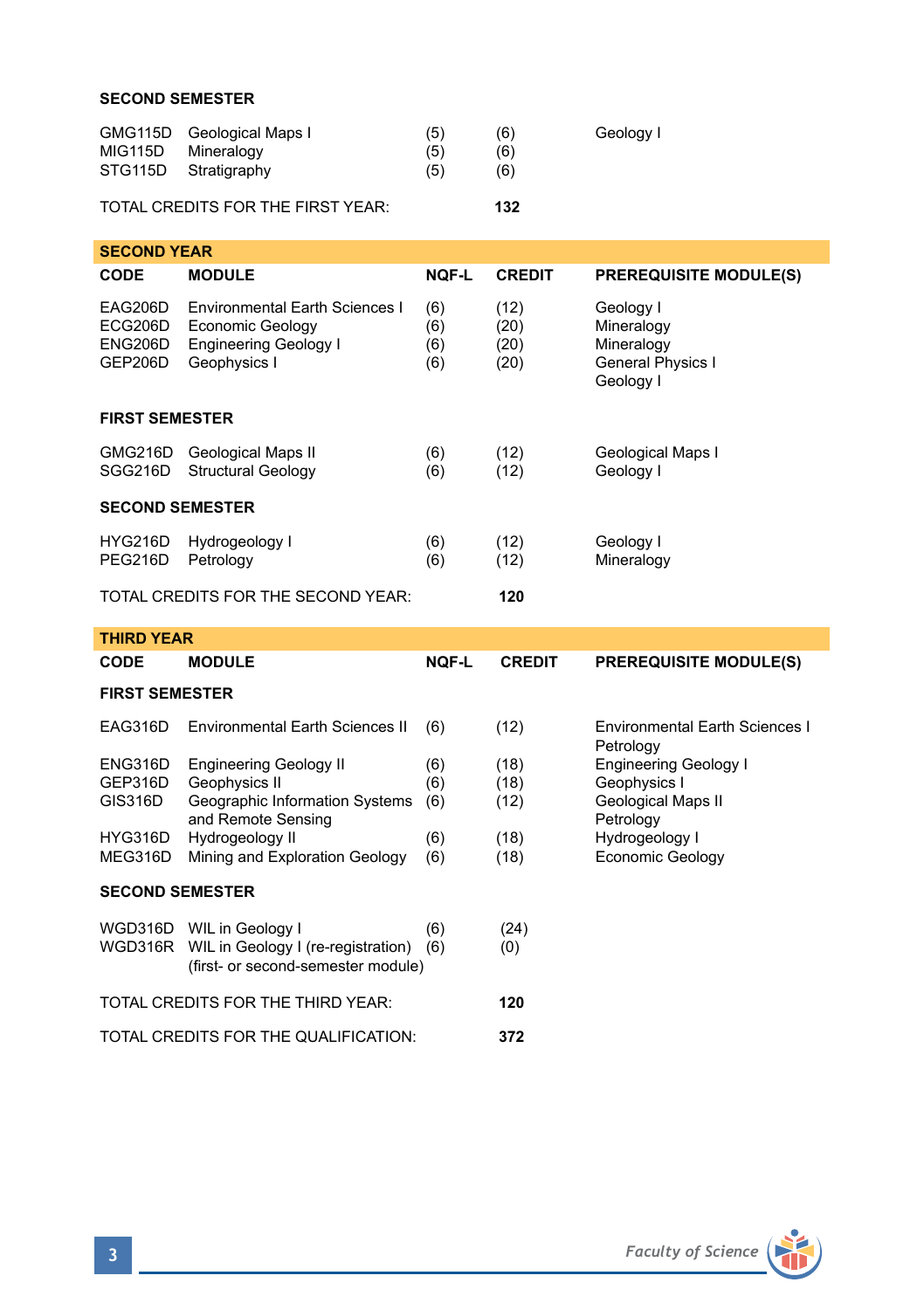**SECOND SEMESTER**

| | | | | |
|---|---|---|---|---|
| GMG115D | Geological Maps I | (5) | (6) | Geology I |
| MIG115D | Mineralogy | (5) | (6) | |
| STG115D | Stratigraphy | (5) | (6) | |

TOTAL CREDITS FOR THE FIRST YEAR: **132**

## SECOND YEAR

| CODE | MODULE | NQF-L | CREDIT | PREREQUISITE MODULE(S) |
|---|---|---|---|---|
| EAG206D | Environmental Earth Sciences I | (6) | (12) | Geology I |
| ECG206D | Economic Geology | (6) | (20) | Mineralogy |
| ENG206D | Engineering Geology I | (6) | (20) | Mineralogy |
| GEP206D | Geophysics I | (6) | (20) | General Physics I<br>Geology I |

**FIRST SEMESTER**

| | | | | |
|---|---|---|---|---|
| GMG216D | Geological Maps II | (6) | (12) | Geological Maps I |
| SGG216D | Structural Geology | (6) | (12) | Geology I |

**SECOND SEMESTER**

| | | | | |
|---|---|---|---|---|
| HYG216D | Hydrogeology I | (6) | (12) | Geology I |
| PEG216D | Petrology | (6) | (12) | Mineralogy |

TOTAL CREDITS FOR THE SECOND YEAR: **120**

## THIRD YEAR

| CODE | MODULE | NQF-L | CREDIT | PREREQUISITE MODULE(S) |
|---|---|---|---|---|

**FIRST SEMESTER**

| | | | | |
|---|---|---|---|---|
| EAG316D | Environmental Earth Sciences II | (6) | (12) | Environmental Earth Sciences I<br>Petrology |
| ENG316D | Engineering Geology II | (6) | (18) | Engineering Geology I |
| GEP316D | Geophysics II | (6) | (18) | Geophysics I |
| GIS316D | Geographic Information Systems and Remote Sensing | (6) | (12) | Geological Maps II<br>Petrology |
| HYG316D | Hydrogeology II | (6) | (18) | Hydrogeology I |
| MEG316D | Mining and Exploration Geology | (6) | (18) | Economic Geology |

**SECOND SEMESTER**

| | | | | |
|---|---|---|---|---|
| WGD316D | WIL in Geology I | (6) | (24) | |
| WGD316R | WIL in Geology I (re-registration)<br>(first- or second-semester module) | (6) | (0) | |

TOTAL CREDITS FOR THE THIRD YEAR: **120**

TOTAL CREDITS FOR THE QUALIFICATION: **372**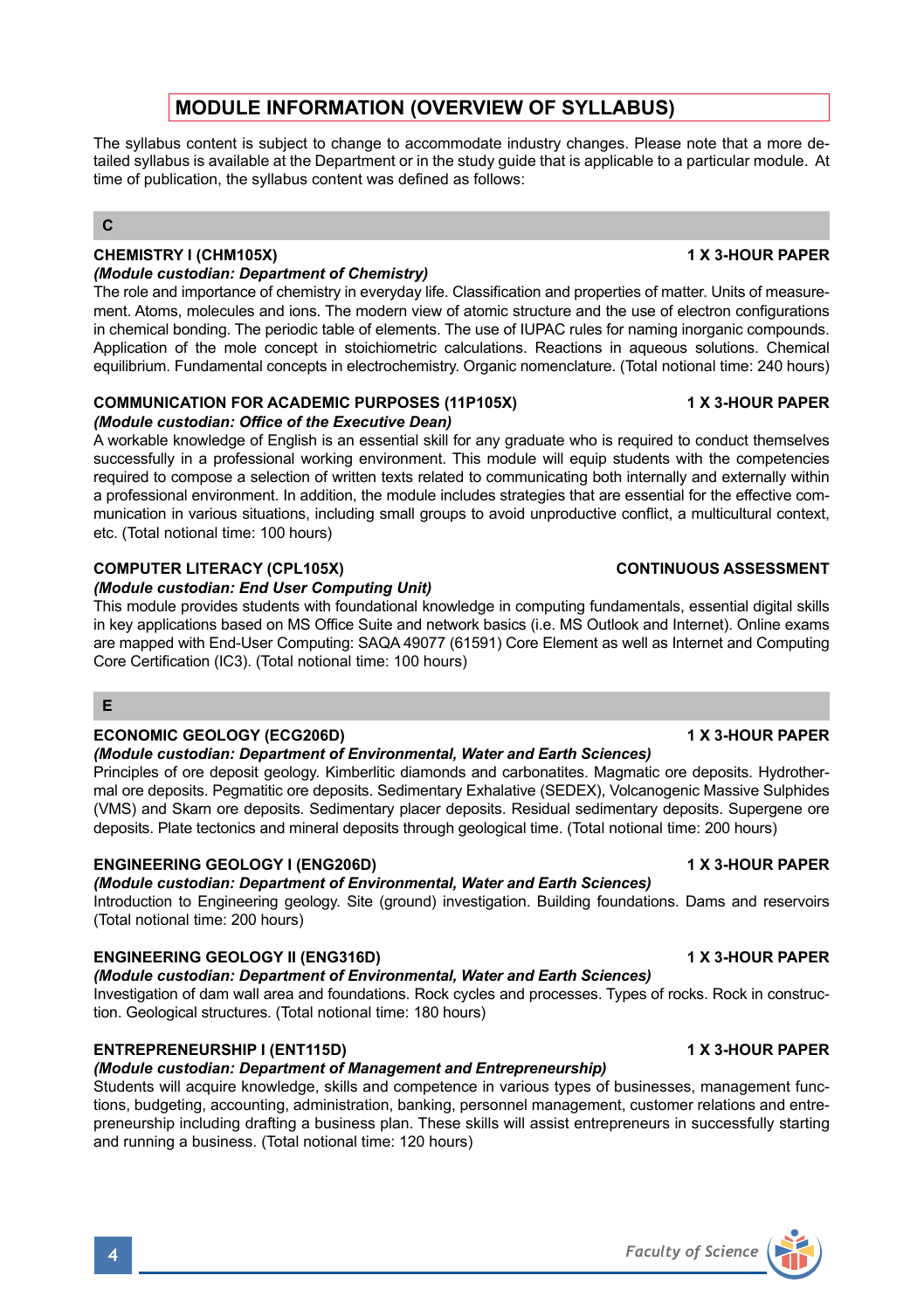## MODULE INFORMATION (OVERVIEW OF SYLLABUS)

The syllabus content is subject to change to accommodate industry changes. Please note that a more detailed syllabus is available at the Department or in the study guide that is applicable to a particular module. At time of publication, the syllabus content was defined as follows:

### C

**CHEMISTRY I (CHM105X)** **1 X 3-HOUR PAPER**
***(Module custodian: Department of Chemistry)***
The role and importance of chemistry in everyday life. Classification and properties of matter. Units of measurement. Atoms, molecules and ions. The modern view of atomic structure and the use of electron configurations in chemical bonding. The periodic table of elements. The use of IUPAC rules for naming inorganic compounds. Application of the mole concept in stoichiometric calculations. Reactions in aqueous solutions. Chemical equilibrium. Fundamental concepts in electrochemistry. Organic nomenclature. (Total notional time: 240 hours)

**COMMUNICATION FOR ACADEMIC PURPOSES (11P105X)** **1 X 3-HOUR PAPER**
***(Module custodian: Office of the Executive Dean)***
A workable knowledge of English is an essential skill for any graduate who is required to conduct themselves successfully in a professional working environment. This module will equip students with the competencies required to compose a selection of written texts related to communicating both internally and externally within a professional environment. In addition, the module includes strategies that are essential for the effective communication in various situations, including small groups to avoid unproductive conflict, a multicultural context, etc. (Total notional time: 100 hours)

**COMPUTER LITERACY (CPL105X)** **CONTINUOUS ASSESSMENT**
***(Module custodian: End User Computing Unit)***
This module provides students with foundational knowledge in computing fundamentals, essential digital skills in key applications based on MS Office Suite and network basics (i.e. MS Outlook and Internet). Online exams are mapped with End-User Computing: SAQA 49077 (61591) Core Element as well as Internet and Computing Core Certification (IC3). (Total notional time: 100 hours)

### E

**ECONOMIC GEOLOGY (ECG206D)** **1 X 3-HOUR PAPER**
***(Module custodian: Department of Environmental, Water and Earth Sciences)***
Principles of ore deposit geology. Kimberlitic diamonds and carbonatites. Magmatic ore deposits. Hydrothermal ore deposits. Pegmatitic ore deposits. Sedimentary Exhalative (SEDEX), Volcanogenic Massive Sulphides (VMS) and Skarn ore deposits. Sedimentary placer deposits. Residual sedimentary deposits. Supergene ore deposits. Plate tectonics and mineral deposits through geological time. (Total notional time: 200 hours)

**ENGINEERING GEOLOGY I (ENG206D)** **1 X 3-HOUR PAPER**
***(Module custodian: Department of Environmental, Water and Earth Sciences)***
Introduction to Engineering geology. Site (ground) investigation. Building foundations. Dams and reservoirs (Total notional time: 200 hours)

**ENGINEERING GEOLOGY II (ENG316D)** **1 X 3-HOUR PAPER**
***(Module custodian: Department of Environmental, Water and Earth Sciences)***
Investigation of dam wall area and foundations. Rock cycles and processes. Types of rocks. Rock in construction. Geological structures. (Total notional time: 180 hours)

**ENTREPRENEURSHIP I (ENT115D)** **1 X 3-HOUR PAPER**
***(Module custodian: Department of Management and Entrepreneurship)***
Students will acquire knowledge, skills and competence in various types of businesses, management functions, budgeting, accounting, administration, banking, personnel management, customer relations and entrepreneurship including drafting a business plan. These skills will assist entrepreneurs in successfully starting and running a business. (Total notional time: 120 hours)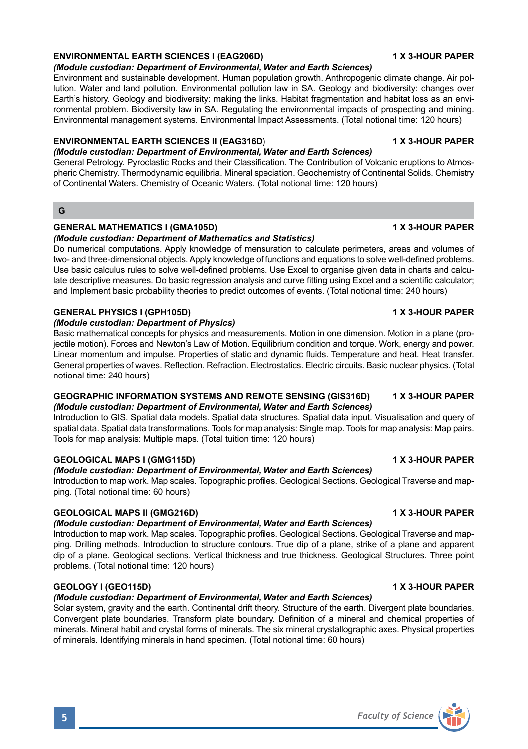### ENVIRONMENTAL EARTH SCIENCES I (EAG206D) — 1 X 3-HOUR PAPER

***(Module custodian: Department of Environmental, Water and Earth Sciences)***

Environment and sustainable development. Human population growth. Anthropogenic climate change. Air pollution. Water and land pollution. Environmental pollution law in SA. Geology and biodiversity: changes over Earth's history. Geology and biodiversity: making the links. Habitat fragmentation and habitat loss as an environmental problem. Biodiversity law in SA. Regulating the environmental impacts of prospecting and mining. Environmental management systems. Environmental Impact Assessments. (Total notional time: 120 hours)

### ENVIRONMENTAL EARTH SCIENCES II (EAG316D) — 1 X 3-HOUR PAPER

***(Module custodian: Department of Environmental, Water and Earth Sciences)***

General Petrology. Pyroclastic Rocks and their Classification. The Contribution of Volcanic eruptions to Atmospheric Chemistry. Thermodynamic equilibria. Mineral speciation. Geochemistry of Continental Solids. Chemistry of Continental Waters. Chemistry of Oceanic Waters. (Total notional time: 120 hours)

## G

### GENERAL MATHEMATICS I (GMA105D) — 1 X 3-HOUR PAPER

***(Module custodian: Department of Mathematics and Statistics)***

Do numerical computations. Apply knowledge of mensuration to calculate perimeters, areas and volumes of two- and three-dimensional objects. Apply knowledge of functions and equations to solve well-defined problems. Use basic calculus rules to solve well-defined problems. Use Excel to organise given data in charts and calculate descriptive measures. Do basic regression analysis and curve fitting using Excel and a scientific calculator; and Implement basic probability theories to predict outcomes of events. (Total notional time: 240 hours)

### GENERAL PHYSICS I (GPH105D) — 1 X 3-HOUR PAPER

***(Module custodian: Department of Physics)***

Basic mathematical concepts for physics and measurements. Motion in one dimension. Motion in a plane (projectile motion). Forces and Newton's Law of Motion. Equilibrium condition and torque. Work, energy and power. Linear momentum and impulse. Properties of static and dynamic fluids. Temperature and heat. Heat transfer. General properties of waves. Reflection. Refraction. Electrostatics. Electric circuits. Basic nuclear physics. (Total notional time: 240 hours)

### GEOGRAPHIC INFORMATION SYSTEMS AND REMOTE SENSING (GIS316D) — 1 X 3-HOUR PAPER

***(Module custodian: Department of Environmental, Water and Earth Sciences)***

Introduction to GIS. Spatial data models. Spatial data structures. Spatial data input. Visualisation and query of spatial data. Spatial data transformations. Tools for map analysis: Single map. Tools for map analysis: Map pairs. Tools for map analysis: Multiple maps. (Total tuition time: 120 hours)

### GEOLOGICAL MAPS I (GMG115D) — 1 X 3-HOUR PAPER

***(Module custodian: Department of Environmental, Water and Earth Sciences)***

Introduction to map work. Map scales. Topographic profiles. Geological Sections. Geological Traverse and mapping. (Total notional time: 60 hours)

### GEOLOGICAL MAPS II (GMG216D) — 1 X 3-HOUR PAPER

***(Module custodian: Department of Environmental, Water and Earth Sciences)***

Introduction to map work. Map scales. Topographic profiles. Geological Sections. Geological Traverse and mapping. Drilling methods. Introduction to structure contours. True dip of a plane, strike of a plane and apparent dip of a plane. Geological sections. Vertical thickness and true thickness. Geological Structures. Three point problems. (Total notional time: 120 hours)

### GEOLOGY I (GEO115D) — 1 X 3-HOUR PAPER

***(Module custodian: Department of Environmental, Water and Earth Sciences)***

Solar system, gravity and the earth. Continental drift theory. Structure of the earth. Divergent plate boundaries. Convergent plate boundaries. Transform plate boundary. Definition of a mineral and chemical properties of minerals. Mineral habit and crystal forms of minerals. The six mineral crystallographic axes. Physical properties of minerals. Identifying minerals in hand specimen. (Total notional time: 60 hours)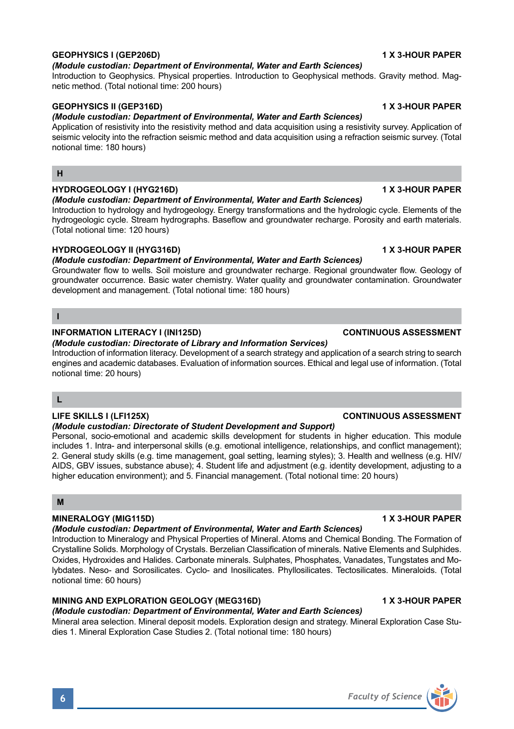**GEOPHYSICS I (GEP206D)** **1 X 3-HOUR PAPER**

***(Module custodian: Department of Environmental, Water and Earth Sciences)***

Introduction to Geophysics. Physical properties. Introduction to Geophysical methods. Gravity method. Magnetic method. (Total notional time: 200 hours)

**GEOPHYSICS II (GEP316D)** **1 X 3-HOUR PAPER**

***(Module custodian: Department of Environmental, Water and Earth Sciences)***

Application of resistivity into the resistivity method and data acquisition using a resistivity survey. Application of seismic velocity into the refraction seismic method and data acquisition using a refraction seismic survey. (Total notional time: 180 hours)

## H

**HYDROGEOLOGY I (HYG216D)** **1 X 3-HOUR PAPER**

***(Module custodian: Department of Environmental, Water and Earth Sciences)***

Introduction to hydrology and hydrogeology. Energy transformations and the hydrologic cycle. Elements of the hydrogeologic cycle. Stream hydrographs. Baseflow and groundwater recharge. Porosity and earth materials. (Total notional time: 120 hours)

**HYDROGEOLOGY II (HYG316D)** **1 X 3-HOUR PAPER**

***(Module custodian: Department of Environmental, Water and Earth Sciences)***

Groundwater flow to wells. Soil moisture and groundwater recharge. Regional groundwater flow. Geology of groundwater occurrence. Basic water chemistry. Water quality and groundwater contamination. Groundwater development and management. (Total notional time: 180 hours)

## I

**INFORMATION LITERACY I (INI125D)** **CONTINUOUS ASSESSMENT**

***(Module custodian: Directorate of Library and Information Services)***

Introduction of information literacy. Development of a search strategy and application of a search string to search engines and academic databases. Evaluation of information sources. Ethical and legal use of information. (Total notional time: 20 hours)

## L

**LIFE SKILLS I (LFI125X)** **CONTINUOUS ASSESSMENT**

***(Module custodian: Directorate of Student Development and Support)***

Personal, socio-emotional and academic skills development for students in higher education. This module includes 1. Intra- and interpersonal skills (e.g. emotional intelligence, relationships, and conflict management); 2. General study skills (e.g. time management, goal setting, learning styles); 3. Health and wellness (e.g. HIV/AIDS, GBV issues, substance abuse); 4. Student life and adjustment (e.g. identity development, adjusting to a higher education environment); and 5. Financial management. (Total notional time: 20 hours)

## M

**MINERALOGY (MIG115D)** **1 X 3-HOUR PAPER**

***(Module custodian: Department of Environmental, Water and Earth Sciences)***

Introduction to Mineralogy and Physical Properties of Mineral. Atoms and Chemical Bonding. The Formation of Crystalline Solids. Morphology of Crystals. Berzelian Classification of minerals. Native Elements and Sulphides. Oxides, Hydroxides and Halides. Carbonate minerals. Sulphates, Phosphates, Vanadates, Tungstates and Molybdates. Neso- and Sorosilicates. Cyclo- and Inosilicates. Phyllosilicates. Tectosilicates. Mineraloids. (Total notional time: 60 hours)

**MINING AND EXPLORATION GEOLOGY (MEG316D)** **1 X 3-HOUR PAPER**

***(Module custodian: Department of Environmental, Water and Earth Sciences)***

Mineral area selection. Mineral deposit models. Exploration design and strategy. Mineral Exploration Case Studies 1. Mineral Exploration Case Studies 2. (Total notional time: 180 hours)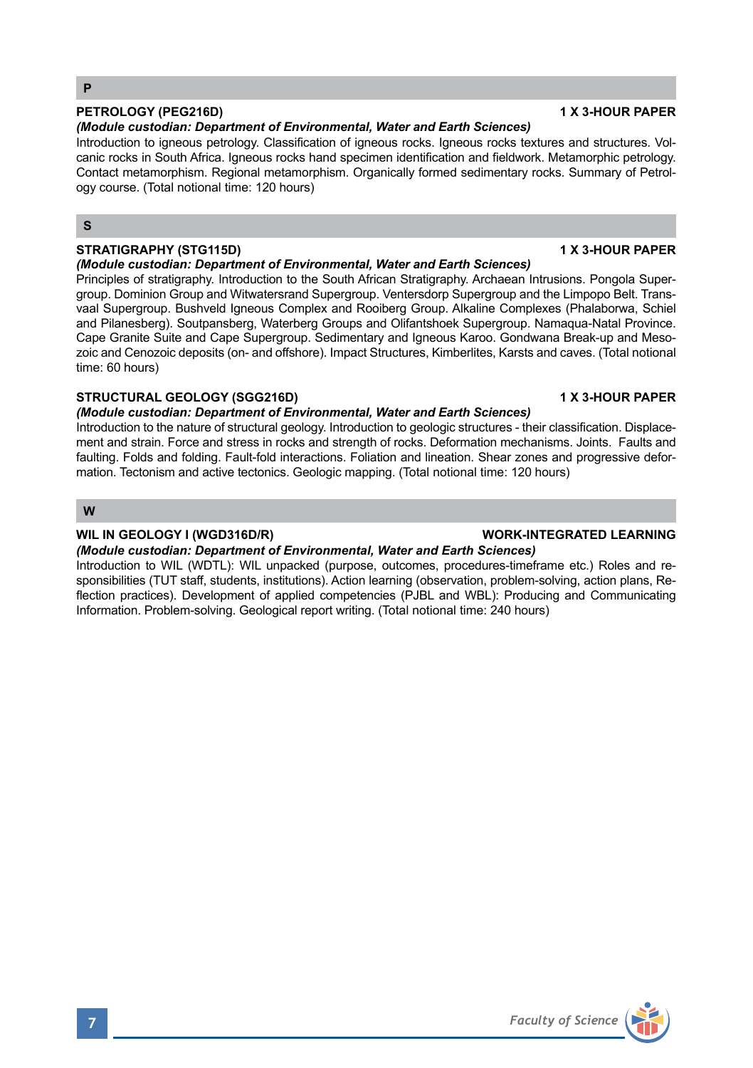## P

**PETROLOGY (PEG216D)** **1 X 3-HOUR PAPER**

***(Module custodian: Department of Environmental, Water and Earth Sciences)***

Introduction to igneous petrology. Classification of igneous rocks. Igneous rocks textures and structures. Volcanic rocks in South Africa. Igneous rocks hand specimen identification and fieldwork. Metamorphic petrology. Contact metamorphism. Regional metamorphism. Organically formed sedimentary rocks. Summary of Petrology course. (Total notional time: 120 hours)

## S

**STRATIGRAPHY (STG115D)** **1 X 3-HOUR PAPER**

***(Module custodian: Department of Environmental, Water and Earth Sciences)***

Principles of stratigraphy. Introduction to the South African Stratigraphy. Archaean Intrusions. Pongola Supergroup. Dominion Group and Witwatersrand Supergroup. Ventersdorp Supergroup and the Limpopo Belt. Transvaal Supergroup. Bushveld Igneous Complex and Rooiberg Group. Alkaline Complexes (Phalaborwa, Schiel and Pilanesberg). Soutpansberg, Waterberg Groups and Olifantshoek Supergroup. Namaqua-Natal Province. Cape Granite Suite and Cape Supergroup. Sedimentary and Igneous Karoo. Gondwana Break-up and Mesozoic and Cenozoic deposits (on- and offshore). Impact Structures, Kimberlites, Karsts and caves. (Total notional time: 60 hours)

**STRUCTURAL GEOLOGY (SGG216D)** **1 X 3-HOUR PAPER**

***(Module custodian: Department of Environmental, Water and Earth Sciences)***

Introduction to the nature of structural geology. Introduction to geologic structures - their classification. Displacement and strain. Force and stress in rocks and strength of rocks. Deformation mechanisms. Joints. Faults and faulting. Folds and folding. Fault-fold interactions. Foliation and lineation. Shear zones and progressive deformation. Tectonism and active tectonics. Geologic mapping. (Total notional time: 120 hours)

## W

**WIL IN GEOLOGY I (WGD316D/R)** **WORK-INTEGRATED LEARNING**

***(Module custodian: Department of Environmental, Water and Earth Sciences)***

Introduction to WIL (WDTL): WIL unpacked (purpose, outcomes, procedures-timeframe etc.) Roles and responsibilities (TUT staff, students, institutions). Action learning (observation, problem-solving, action plans, Reflection practices). Development of applied competencies (PJBL and WBL): Producing and Communicating Information. Problem-solving. Geological report writing. (Total notional time: 240 hours)